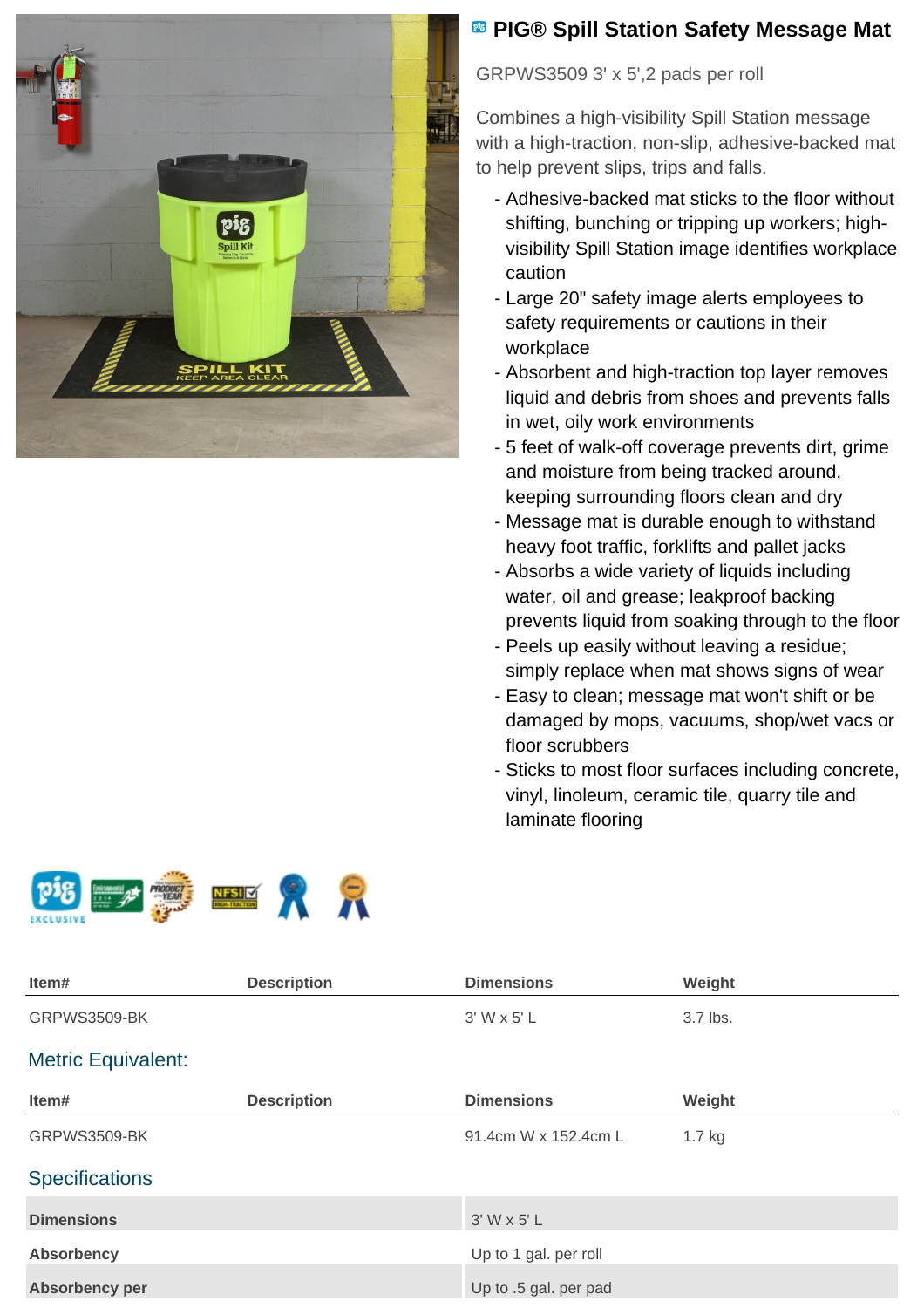# PIG® Spill Station Safety Message Mat

GRPWS3509 3' x 5',2 pads per roll

Combines a high-visibility Spill Station message with a high-traction, non-slip, adhesive-backed mat to help prevent slips, trips and falls.

- Adhesive-backed mat sticks to the floor without shifting, bunching or tripping up workers; high-visibility Spill Station image identifies workplace caution
- Large 20" safety image alerts employees to safety requirements or cautions in their workplace
- Absorbent and high-traction top layer removes liquid and debris from shoes and prevents falls in wet, oily work environments
- 5 feet of walk-off coverage prevents dirt, grime and moisture from being tracked around, keeping surrounding floors clean and dry
- Message mat is durable enough to withstand heavy foot traffic, forklifts and pallet jacks
- Absorbs a wide variety of liquids including water, oil and grease; leakproof backing prevents liquid from soaking through to the floor
- Peels up easily without leaving a residue; simply replace when mat shows signs of wear
- Easy to clean; message mat won't shift or be damaged by mops, vacuums, shop/wet vacs or floor scrubbers
- Sticks to most floor surfaces including concrete, vinyl, linoleum, ceramic tile, quarry tile and laminate flooring

| Item# | Description | Dimensions | Weight |
|---|---|---|---|
| GRPWS3509-BK | | 3' W x 5' L | 3.7 lbs. |

## Metric Equivalent:

| Item# | Description | Dimensions | Weight |
|---|---|---|---|
| GRPWS3509-BK | | 91.4cm W x 152.4cm L | 1.7 kg |

## Specifications

| | |
|---|---|
| **Dimensions** | 3' W x 5' L |
| **Absorbency** | Up to 1 gal. per roll |
| **Absorbency per** | Up to .5 gal. per pad |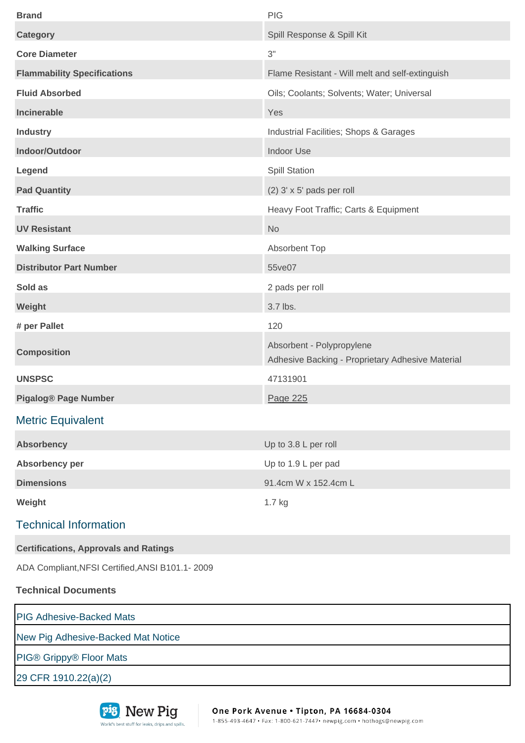| | |
|---|---|
| **Brand** | PIG |
| **Category** | Spill Response & Spill Kit |
| **Core Diameter** | 3" |
| **Flammability Specifications** | Flame Resistant - Will melt and self-extinguish |
| **Fluid Absorbed** | Oils; Coolants; Solvents; Water; Universal |
| **Incinerable** | Yes |
| **Industry** | Industrial Facilities; Shops & Garages |
| **Indoor/Outdoor** | Indoor Use |
| **Legend** | Spill Station |
| **Pad Quantity** | (2) 3' x 5' pads per roll |
| **Traffic** | Heavy Foot Traffic; Carts & Equipment |
| **UV Resistant** | No |
| **Walking Surface** | Absorbent Top |
| **Distributor Part Number** | 55ve07 |
| **Sold as** | 2 pads per roll |
| **Weight** | 3.7 lbs. |
| **# per Pallet** | 120 |
| **Composition** | Absorbent - Polypropylene<br>Adhesive Backing - Proprietary Adhesive Material |
| **UNSPSC** | 47131901 |
| **Pigalog® Page Number** | Page 225 |

## Metric Equivalent

| | |
|---|---|
| **Absorbency** | Up to 3.8 L per roll |
| **Absorbency per** | Up to 1.9 L per pad |
| **Dimensions** | 91.4cm W x 152.4cm L |
| **Weight** | 1.7 kg |

## Technical Information

**Certifications, Approvals and Ratings**

ADA Compliant,NFSI Certified,ANSI B101.1- 2009

### Technical Documents

- PIG Adhesive-Backed Mats
- New Pig Adhesive-Backed Mat Notice
- PIG® Grippy® Floor Mats
- 29 CFR 1910.22(a)(2)